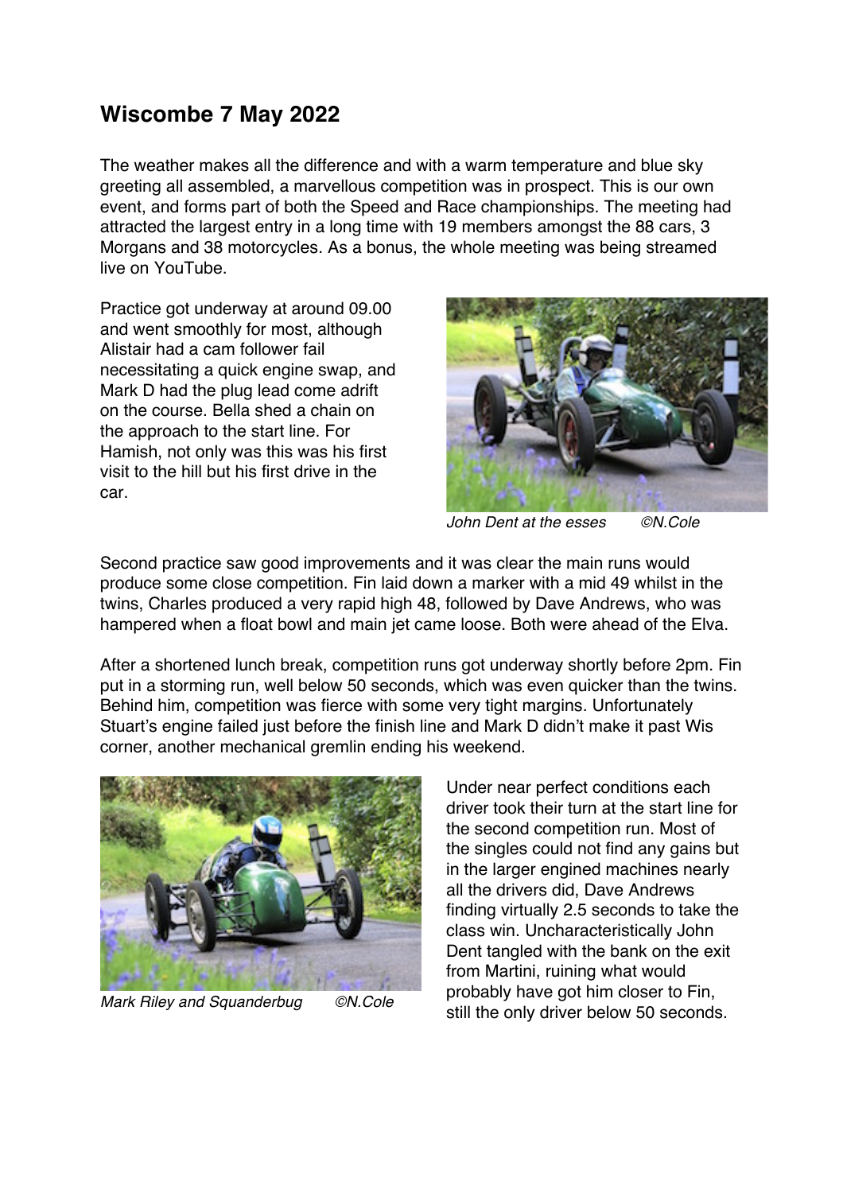## Wiscombe 7 May 2022

The weather makes all the difference and with a warm temperature and blue sky greeting all assembled, a marvellous competition was in prospect. This is our own event, and forms part of both the Speed and Race championships. The meeting had attracted the largest entry in a long time with 19 members amongst the 88 cars, 3 Morgans and 38 motorcycles. As a bonus, the whole meeting was being streamed live on YouTube.

Practice got underway at around 09.00 and went smoothly for most, although Alistair had a cam follower fail necessitating a quick engine swap, and Mark D had the plug lead come adrift on the course. Bella shed a chain on the approach to the start line. For Hamish, not only was this was his first visit to the hill but his first drive in the car.

*John Dent at the esses ©N.Cole*

Second practice saw good improvements and it was clear the main runs would produce some close competition. Fin laid down a marker with a mid 49 whilst in the twins, Charles produced a very rapid high 48, followed by Dave Andrews, who was hampered when a float bowl and main jet came loose. Both were ahead of the Elva.

After a shortened lunch break, competition runs got underway shortly before 2pm. Fin put in a storming run, well below 50 seconds, which was even quicker than the twins. Behind him, competition was fierce with some very tight margins. Unfortunately Stuart's engine failed just before the finish line and Mark D didn't make it past Wis corner, another mechanical gremlin ending his weekend.

*Mark Riley and Squanderbug ©N.Cole*

Under near perfect conditions each driver took their turn at the start line for the second competition run. Most of the singles could not find any gains but in the larger engined machines nearly all the drivers did, Dave Andrews finding virtually 2.5 seconds to take the class win. Uncharacteristically John Dent tangled with the bank on the exit from Martini, ruining what would probably have got him closer to Fin, still the only driver below 50 seconds.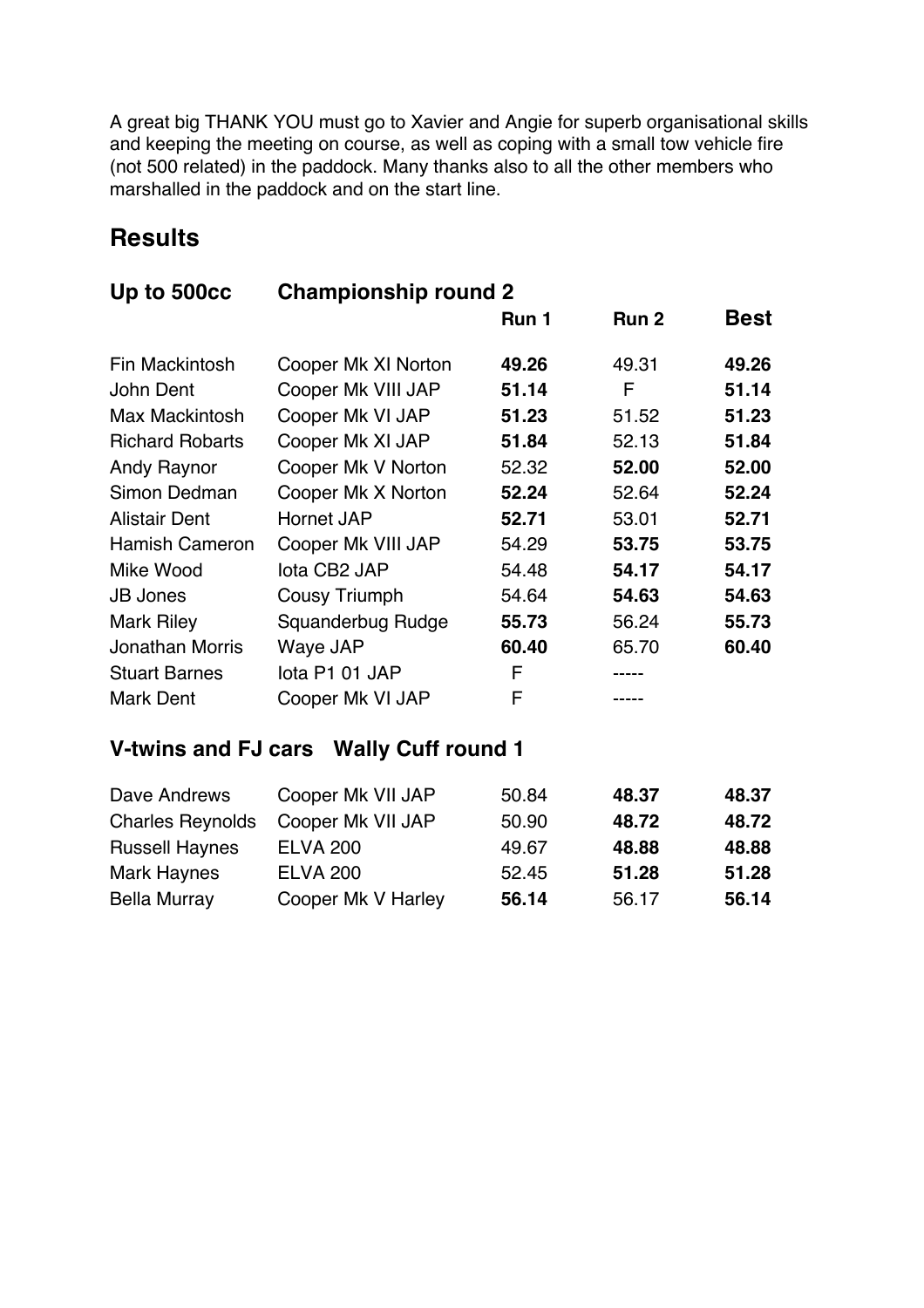A great big THANK YOU must go to Xavier and Angie for superb organisational skills and keeping the meeting on course, as well as coping with a small tow vehicle fire (not 500 related) in the paddock. Many thanks also to all the other members who marshalled in the paddock and on the start line.

## Results

### Up to 500cc — Championship round 2

| | | Run 1 | Run 2 | Best |
|---|---|---|---|---|
| Fin Mackintosh | Cooper Mk XI Norton | **49.26** | 49.31 | **49.26** |
| John Dent | Cooper Mk VIII JAP | **51.14** | F | **51.14** |
| Max Mackintosh | Cooper Mk VI JAP | **51.23** | 51.52 | **51.23** |
| Richard Robarts | Cooper Mk XI JAP | **51.84** | 52.13 | **51.84** |
| Andy Raynor | Cooper Mk V Norton | 52.32 | **52.00** | **52.00** |
| Simon Dedman | Cooper Mk X Norton | **52.24** | 52.64 | **52.24** |
| Alistair Dent | Hornet JAP | **52.71** | 53.01 | **52.71** |
| Hamish Cameron | Cooper Mk VIII JAP | 54.29 | **53.75** | **53.75** |
| Mike Wood | Iota CB2 JAP | 54.48 | **54.17** | **54.17** |
| JB Jones | Cousy Triumph | 54.64 | **54.63** | **54.63** |
| Mark Riley | Squanderbug Rudge | **55.73** | 56.24 | **55.73** |
| Jonathan Morris | Waye JAP | **60.40** | 65.70 | **60.40** |
| Stuart Barnes | Iota P1 01 JAP | F | ----- | |
| Mark Dent | Cooper Mk VI JAP | F | ----- | |

### V-twins and FJ cars — Wally Cuff round 1

| | | | | |
|---|---|---|---|---|
| Dave Andrews | Cooper Mk VII JAP | 50.84 | **48.37** | **48.37** |
| Charles Reynolds | Cooper Mk VII JAP | 50.90 | **48.72** | **48.72** |
| Russell Haynes | ELVA 200 | 49.67 | **48.88** | **48.88** |
| Mark Haynes | ELVA 200 | 52.45 | **51.28** | **51.28** |
| Bella Murray | Cooper Mk V Harley | **56.14** | 56.17 | **56.14** |